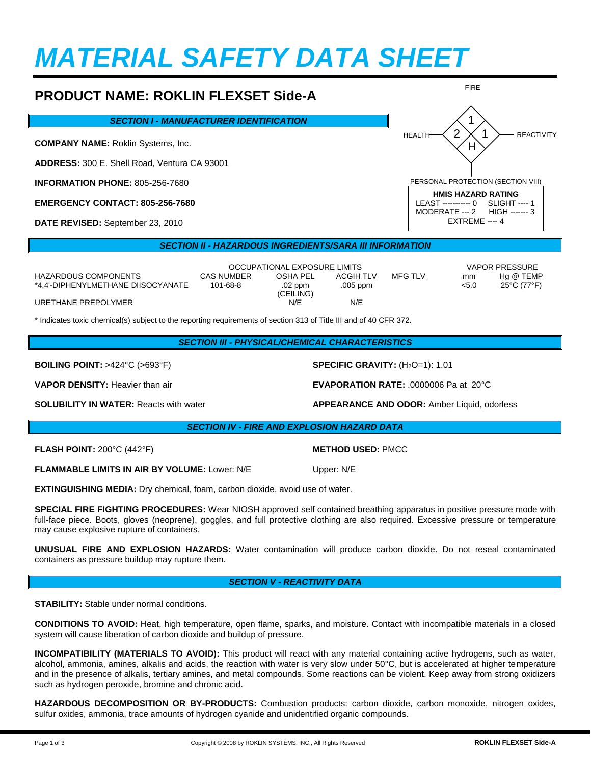# MATERIAL SAFETY DATA SHEET

## PRODUCT NAME: ROKLIN FLEXSET Side-A

FIRE: 1
HEALTH: 2
REACTIVITY: 1
PERSONAL PROTECTION (SECTION VIII): H

**HMIS HAZARD RATING**
LEAST ----------- 0  SLIGHT ---- 1
MODERATE --- 2  HIGH ------- 3
EXTREME ---- 4

### SECTION I - MANUFACTURER IDENTIFICATION

**COMPANY NAME:** Roklin Systems, Inc.

**ADDRESS:** 300 E. Shell Road, Ventura CA 93001

**INFORMATION PHONE:** 805-256-7680

**EMERGENCY CONTACT: 805-256-7680**

**DATE REVISED:** September 23, 2010

### SECTION II - HAZARDOUS INGREDIENTS/SARA III INFORMATION

| HAZARDOUS COMPONENTS | CAS NUMBER | OCCUPATIONAL EXPOSURE LIMITS OSHA PEL | ACGIH TLV | MFG TLV | VAPOR PRESSURE mm | Hg @ TEMP |
|---|---|---|---|---|---|---|
| *4,4'-DIPHENYLMETHANE DIISOCYANATE | 101-68-8 | .02 ppm (CEILING) | .005 ppm | | <5.0 | 25°C (77°F) |
| URETHANE PREPOLYMER | | N/E | N/E | | | |

* Indicates toxic chemical(s) subject to the reporting requirements of section 313 of Title III and of 40 CFR 372.

### SECTION III - PHYSICAL/CHEMICAL CHARACTERISTICS

**BOILING POINT:** >424°C (>693°F)

**SPECIFIC GRAVITY:** ($H_2O$=1): 1.01

**VAPOR DENSITY:** Heavier than air

**EVAPORATION RATE:** .0000006 Pa at 20°C

**SOLUBILITY IN WATER:** Reacts with water

**APPEARANCE AND ODOR:** Amber Liquid, odorless

### SECTION IV - FIRE AND EXPLOSION HAZARD DATA

**FLASH POINT:** 200°C (442°F)

**METHOD USED:** PMCC

**FLAMMABLE LIMITS IN AIR BY VOLUME:** Lower: N/E  Upper: N/E

**EXTINGUISHING MEDIA:** Dry chemical, foam, carbon dioxide, avoid use of water.

**SPECIAL FIRE FIGHTING PROCEDURES:** Wear NIOSH approved self contained breathing apparatus in positive pressure mode with full-face piece. Boots, gloves (neoprene), goggles, and full protective clothing are also required. Excessive pressure or temperature may cause explosive rupture of containers.

**UNUSUAL FIRE AND EXPLOSION HAZARDS:** Water contamination will produce carbon dioxide. Do not reseal contaminated containers as pressure buildup may rupture them.

### SECTION V - REACTIVITY DATA

**STABILITY:** Stable under normal conditions.

**CONDITIONS TO AVOID:** Heat, high temperature, open flame, sparks, and moisture. Contact with incompatible materials in a closed system will cause liberation of carbon dioxide and buildup of pressure.

**INCOMPATIBILITY (MATERIALS TO AVOID):** This product will react with any material containing active hydrogens, such as water, alcohol, ammonia, amines, alkalis and acids, the reaction with water is very slow under 50°C, but is accelerated at higher temperature and in the presence of alkalis, tertiary amines, and metal compounds. Some reactions can be violent. Keep away from strong oxidizers such as hydrogen peroxide, bromine and chronic acid.

**HAZARDOUS DECOMPOSITION OR BY-PRODUCTS:** Combustion products: carbon dioxide, carbon monoxide, nitrogen oxides, sulfur oxides, ammonia, trace amounts of hydrogen cyanide and unidentified organic compounds.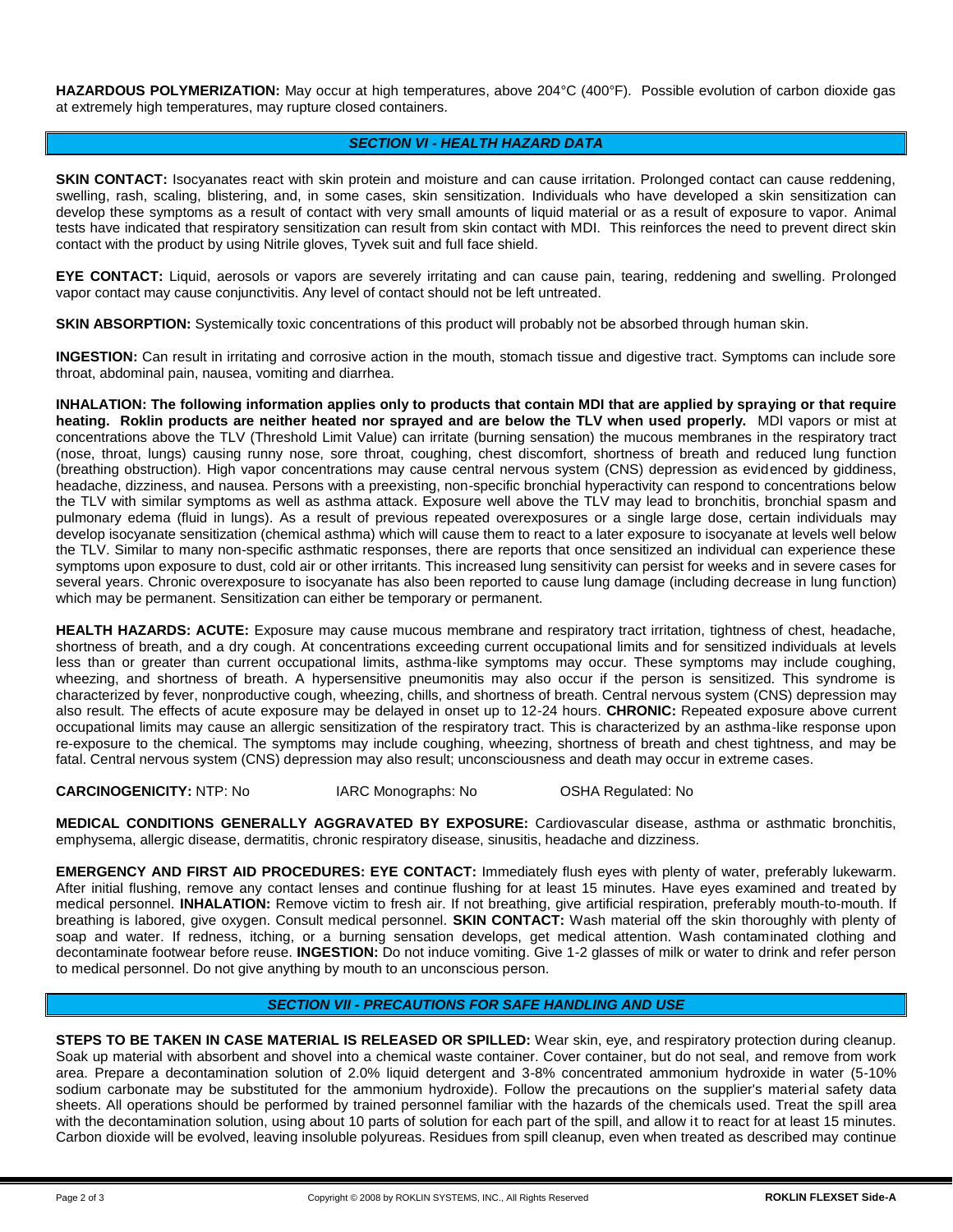**HAZARDOUS POLYMERIZATION:** May occur at high temperatures, above 204°C (400°F). Possible evolution of carbon dioxide gas at extremely high temperatures, may rupture closed containers.

## *SECTION VI - HEALTH HAZARD DATA*

**SKIN CONTACT:** Isocyanates react with skin protein and moisture and can cause irritation. Prolonged contact can cause reddening, swelling, rash, scaling, blistering, and, in some cases, skin sensitization. Individuals who have developed a skin sensitization can develop these symptoms as a result of contact with very small amounts of liquid material or as a result of exposure to vapor. Animal tests have indicated that respiratory sensitization can result from skin contact with MDI. This reinforces the need to prevent direct skin contact with the product by using Nitrile gloves, Tyvek suit and full face shield.

**EYE CONTACT:** Liquid, aerosols or vapors are severely irritating and can cause pain, tearing, reddening and swelling. Prolonged vapor contact may cause conjunctivitis. Any level of contact should not be left untreated.

**SKIN ABSORPTION:** Systemically toxic concentrations of this product will probably not be absorbed through human skin.

**INGESTION:** Can result in irritating and corrosive action in the mouth, stomach tissue and digestive tract. Symptoms can include sore throat, abdominal pain, nausea, vomiting and diarrhea.

**INHALATION: The following information applies only to products that contain MDI that are applied by spraying or that require heating. Roklin products are neither heated nor sprayed and are below the TLV when used properly.** MDI vapors or mist at concentrations above the TLV (Threshold Limit Value) can irritate (burning sensation) the mucous membranes in the respiratory tract (nose, throat, lungs) causing runny nose, sore throat, coughing, chest discomfort, shortness of breath and reduced lung function (breathing obstruction). High vapor concentrations may cause central nervous system (CNS) depression as evidenced by giddiness, headache, dizziness, and nausea. Persons with a preexisting, non-specific bronchial hyperactivity can respond to concentrations below the TLV with similar symptoms as well as asthma attack. Exposure well above the TLV may lead to bronchitis, bronchial spasm and pulmonary edema (fluid in lungs). As a result of previous repeated overexposures or a single large dose, certain individuals may develop isocyanate sensitization (chemical asthma) which will cause them to react to a later exposure to isocyanate at levels well below the TLV. Similar to many non-specific asthmatic responses, there are reports that once sensitized an individual can experience these symptoms upon exposure to dust, cold air or other irritants. This increased lung sensitivity can persist for weeks and in severe cases for several years. Chronic overexposure to isocyanate has also been reported to cause lung damage (including decrease in lung function) which may be permanent. Sensitization can either be temporary or permanent.

**HEALTH HAZARDS: ACUTE:** Exposure may cause mucous membrane and respiratory tract irritation, tightness of chest, headache, shortness of breath, and a dry cough. At concentrations exceeding current occupational limits and for sensitized individuals at levels less than or greater than current occupational limits, asthma-like symptoms may occur. These symptoms may include coughing, wheezing, and shortness of breath. A hypersensitive pneumonitis may also occur if the person is sensitized. This syndrome is characterized by fever, nonproductive cough, wheezing, chills, and shortness of breath. Central nervous system (CNS) depression may also result. The effects of acute exposure may be delayed in onset up to 12-24 hours. **CHRONIC:** Repeated exposure above current occupational limits may cause an allergic sensitization of the respiratory tract. This is characterized by an asthma-like response upon re-exposure to the chemical. The symptoms may include coughing, wheezing, shortness of breath and chest tightness, and may be fatal. Central nervous system (CNS) depression may also result; unconsciousness and death may occur in extreme cases.

**CARCINOGENICITY:** NTP: No IARC Monographs: No OSHA Regulated: No

**MEDICAL CONDITIONS GENERALLY AGGRAVATED BY EXPOSURE:** Cardiovascular disease, asthma or asthmatic bronchitis, emphysema, allergic disease, dermatitis, chronic respiratory disease, sinusitis, headache and dizziness.

**EMERGENCY AND FIRST AID PROCEDURES: EYE CONTACT:** Immediately flush eyes with plenty of water, preferably lukewarm. After initial flushing, remove any contact lenses and continue flushing for at least 15 minutes. Have eyes examined and treated by medical personnel. **INHALATION:** Remove victim to fresh air. If not breathing, give artificial respiration, preferably mouth-to-mouth. If breathing is labored, give oxygen. Consult medical personnel. **SKIN CONTACT:** Wash material off the skin thoroughly with plenty of soap and water. If redness, itching, or a burning sensation develops, get medical attention. Wash contaminated clothing and decontaminate footwear before reuse. **INGESTION:** Do not induce vomiting. Give 1-2 glasses of milk or water to drink and refer person to medical personnel. Do not give anything by mouth to an unconscious person.

## *SECTION VII - PRECAUTIONS FOR SAFE HANDLING AND USE*

**STEPS TO BE TAKEN IN CASE MATERIAL IS RELEASED OR SPILLED:** Wear skin, eye, and respiratory protection during cleanup. Soak up material with absorbent and shovel into a chemical waste container. Cover container, but do not seal, and remove from work area. Prepare a decontamination solution of 2.0% liquid detergent and 3-8% concentrated ammonium hydroxide in water (5-10% sodium carbonate may be substituted for the ammonium hydroxide). Follow the precautions on the supplier's material safety data sheets. All operations should be performed by trained personnel familiar with the hazards of the chemicals used. Treat the spill area with the decontamination solution, using about 10 parts of solution for each part of the spill, and allow it to react for at least 15 minutes. Carbon dioxide will be evolved, leaving insoluble polyureas. Residues from spill cleanup, even when treated as described may continue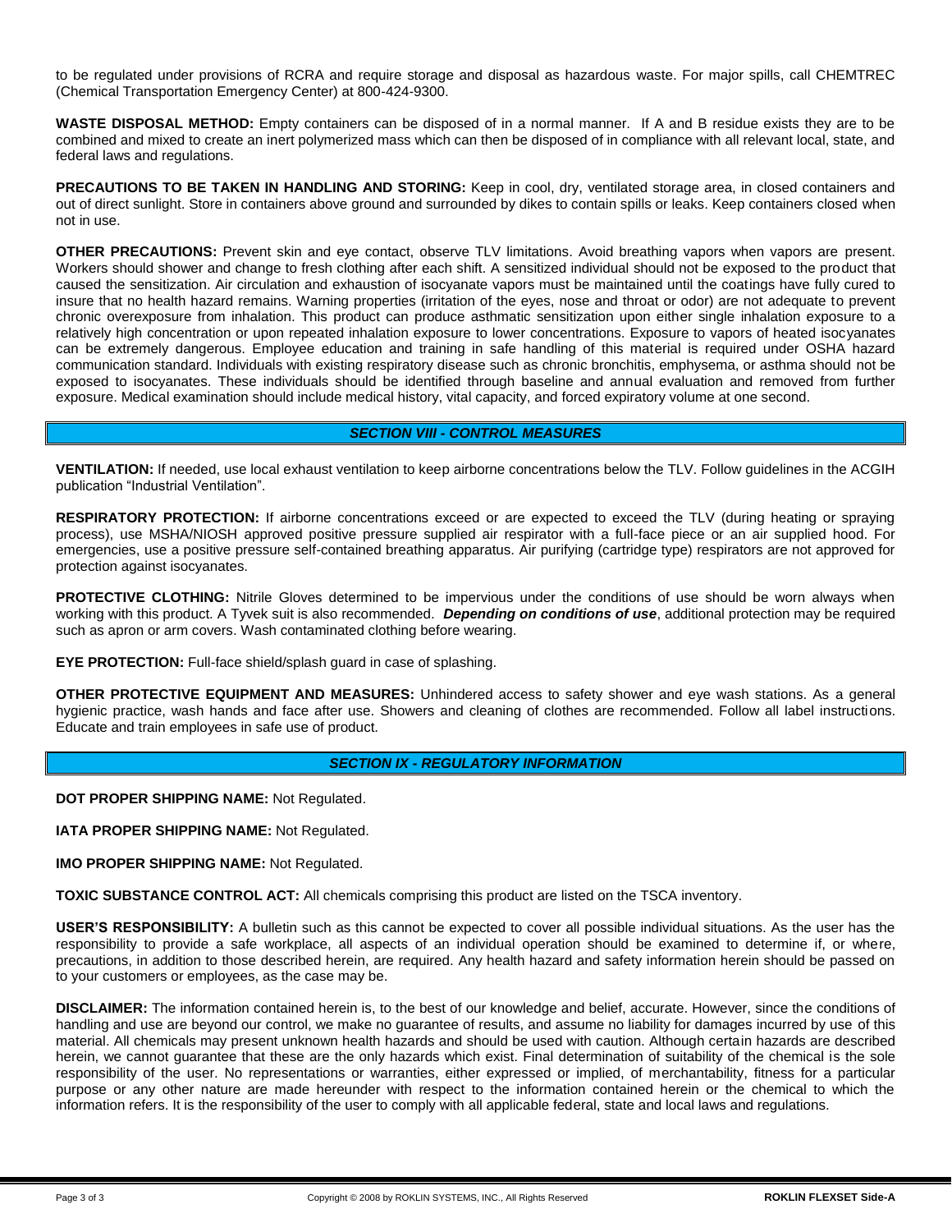to be regulated under provisions of RCRA and require storage and disposal as hazardous waste. For major spills, call CHEMTREC (Chemical Transportation Emergency Center) at 800-424-9300.

**WASTE DISPOSAL METHOD:** Empty containers can be disposed of in a normal manner. If A and B residue exists they are to be combined and mixed to create an inert polymerized mass which can then be disposed of in compliance with all relevant local, state, and federal laws and regulations.

**PRECAUTIONS TO BE TAKEN IN HANDLING AND STORING:** Keep in cool, dry, ventilated storage area, in closed containers and out of direct sunlight. Store in containers above ground and surrounded by dikes to contain spills or leaks. Keep containers closed when not in use.

**OTHER PRECAUTIONS:** Prevent skin and eye contact, observe TLV limitations. Avoid breathing vapors when vapors are present. Workers should shower and change to fresh clothing after each shift. A sensitized individual should not be exposed to the product that caused the sensitization. Air circulation and exhaustion of isocyanate vapors must be maintained until the coatings have fully cured to insure that no health hazard remains. Warning properties (irritation of the eyes, nose and throat or odor) are not adequate to prevent chronic overexposure from inhalation. This product can produce asthmatic sensitization upon either single inhalation exposure to a relatively high concentration or upon repeated inhalation exposure to lower concentrations. Exposure to vapors of heated isocyanates can be extremely dangerous. Employee education and training in safe handling of this material is required under OSHA hazard communication standard. Individuals with existing respiratory disease such as chronic bronchitis, emphysema, or asthma should not be exposed to isocyanates. These individuals should be identified through baseline and annual evaluation and removed from further exposure. Medical examination should include medical history, vital capacity, and forced expiratory volume at one second.

## *SECTION VIII - CONTROL MEASURES*

**VENTILATION:** If needed, use local exhaust ventilation to keep airborne concentrations below the TLV. Follow guidelines in the ACGIH publication "Industrial Ventilation".

**RESPIRATORY PROTECTION:** If airborne concentrations exceed or are expected to exceed the TLV (during heating or spraying process), use MSHA/NIOSH approved positive pressure supplied air respirator with a full-face piece or an air supplied hood. For emergencies, use a positive pressure self-contained breathing apparatus. Air purifying (cartridge type) respirators are not approved for protection against isocyanates.

**PROTECTIVE CLOTHING:** Nitrile Gloves determined to be impervious under the conditions of use should be worn always when working with this product. A Tyvek suit is also recommended. ***Depending on conditions of use***, additional protection may be required such as apron or arm covers. Wash contaminated clothing before wearing.

**EYE PROTECTION:** Full-face shield/splash guard in case of splashing.

**OTHER PROTECTIVE EQUIPMENT AND MEASURES:** Unhindered access to safety shower and eye wash stations. As a general hygienic practice, wash hands and face after use. Showers and cleaning of clothes are recommended. Follow all label instructions. Educate and train employees in safe use of product.

## *SECTION IX - REGULATORY INFORMATION*

**DOT PROPER SHIPPING NAME:** Not Regulated.

**IATA PROPER SHIPPING NAME:** Not Regulated.

**IMO PROPER SHIPPING NAME:** Not Regulated.

**TOXIC SUBSTANCE CONTROL ACT:** All chemicals comprising this product are listed on the TSCA inventory.

**USER'S RESPONSIBILITY:** A bulletin such as this cannot be expected to cover all possible individual situations. As the user has the responsibility to provide a safe workplace, all aspects of an individual operation should be examined to determine if, or where, precautions, in addition to those described herein, are required. Any health hazard and safety information herein should be passed on to your customers or employees, as the case may be.

**DISCLAIMER:** The information contained herein is, to the best of our knowledge and belief, accurate. However, since the conditions of handling and use are beyond our control, we make no guarantee of results, and assume no liability for damages incurred by use of this material. All chemicals may present unknown health hazards and should be used with caution. Although certain hazards are described herein, we cannot guarantee that these are the only hazards which exist. Final determination of suitability of the chemical is the sole responsibility of the user. No representations or warranties, either expressed or implied, of merchantability, fitness for a particular purpose or any other nature are made hereunder with respect to the information contained herein or the chemical to which the information refers. It is the responsibility of the user to comply with all applicable federal, state and local laws and regulations.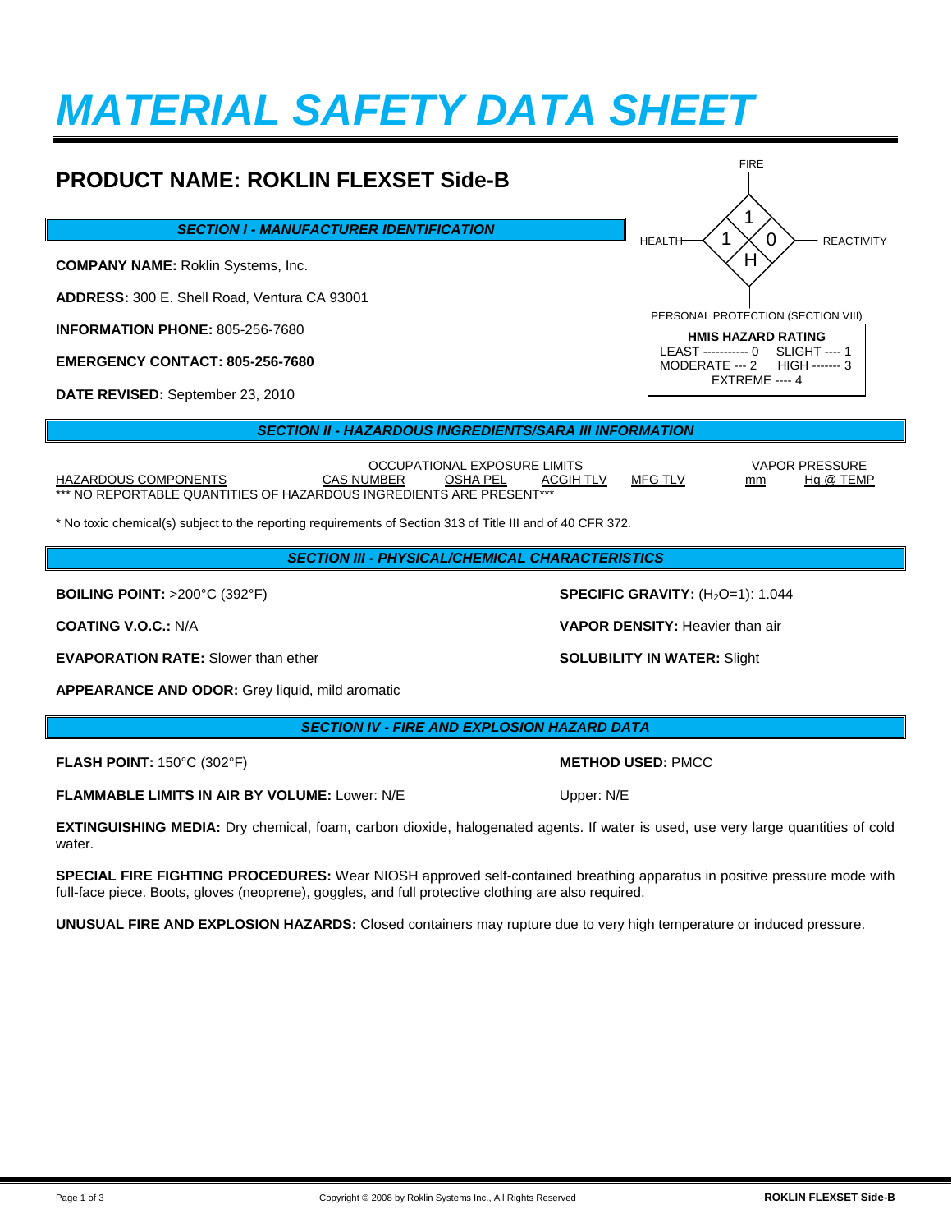# MATERIAL SAFETY DATA SHEET

## PRODUCT NAME: ROKLIN FLEXSET Side-B

FIRE: 1
HEALTH: 1
REACTIVITY: 0
PERSONAL PROTECTION (SECTION VIII): H

**HMIS HAZARD RATING**
LEAST ----------- 0  SLIGHT ---- 1
MODERATE --- 2  HIGH ------- 3
EXTREME ---- 4

### *SECTION I - MANUFACTURER IDENTIFICATION*

**COMPANY NAME:** Roklin Systems, Inc.

**ADDRESS:** 300 E. Shell Road, Ventura CA 93001

**INFORMATION PHONE:** 805-256-7680

**EMERGENCY CONTACT: 805-256-7680**

**DATE REVISED:** September 23, 2010

### *SECTION II - HAZARDOUS INGREDIENTS/SARA III INFORMATION*

| HAZARDOUS COMPONENTS | CAS NUMBER | OCCUPATIONAL EXPOSURE LIMITS OSHA PEL | ACGIH TLV | MFG TLV | VAPOR PRESSURE mm | Hg @ TEMP |
|---|---|---|---|---|---|---|
| *** NO REPORTABLE QUANTITIES OF HAZARDOUS INGREDIENTS ARE PRESENT*** | | | | | | |

* No toxic chemical(s) subject to the reporting requirements of Section 313 of Title III and of 40 CFR 372.

### *SECTION III - PHYSICAL/CHEMICAL CHARACTERISTICS*

**BOILING POINT:** >200°C (392°F)

**SPECIFIC GRAVITY:** ($H_2O$=1): 1.044

**COATING V.O.C.:** N/A

**VAPOR DENSITY:** Heavier than air

**EVAPORATION RATE:** Slower than ether

**SOLUBILITY IN WATER:** Slight

**APPEARANCE AND ODOR:** Grey liquid, mild aromatic

### *SECTION IV - FIRE AND EXPLOSION HAZARD DATA*

**FLASH POINT:** 150°C (302°F)

**METHOD USED:** PMCC

**FLAMMABLE LIMITS IN AIR BY VOLUME:** Lower: N/E  Upper: N/E

**EXTINGUISHING MEDIA:** Dry chemical, foam, carbon dioxide, halogenated agents. If water is used, use very large quantities of cold water.

**SPECIAL FIRE FIGHTING PROCEDURES:** Wear NIOSH approved self-contained breathing apparatus in positive pressure mode with full-face piece. Boots, gloves (neoprene), goggles, and full protective clothing are also required.

**UNUSUAL FIRE AND EXPLOSION HAZARDS:** Closed containers may rupture due to very high temperature or induced pressure.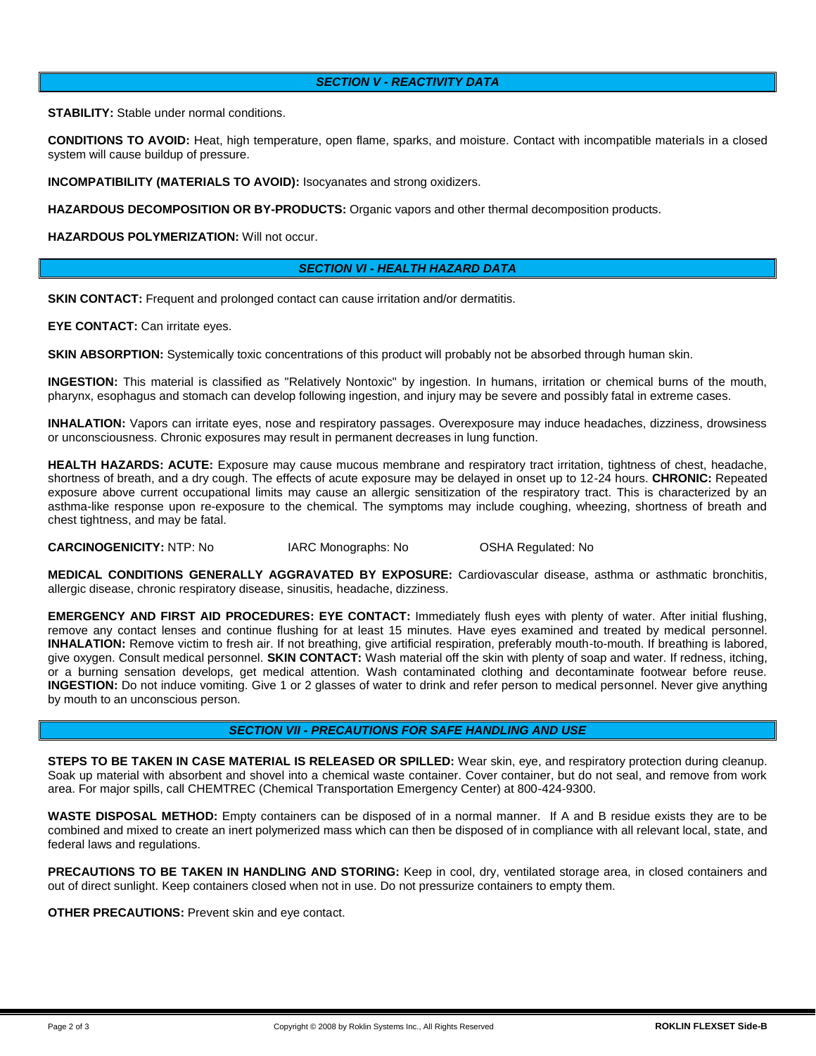## *SECTION V - REACTIVITY DATA*

**STABILITY:** Stable under normal conditions.

**CONDITIONS TO AVOID:** Heat, high temperature, open flame, sparks, and moisture. Contact with incompatible materials in a closed system will cause buildup of pressure.

**INCOMPATIBILITY (MATERIALS TO AVOID):** Isocyanates and strong oxidizers.

**HAZARDOUS DECOMPOSITION OR BY-PRODUCTS:** Organic vapors and other thermal decomposition products.

**HAZARDOUS POLYMERIZATION:** Will not occur.

## *SECTION VI - HEALTH HAZARD DATA*

**SKIN CONTACT:** Frequent and prolonged contact can cause irritation and/or dermatitis.

**EYE CONTACT:** Can irritate eyes.

**SKIN ABSORPTION:** Systemically toxic concentrations of this product will probably not be absorbed through human skin.

**INGESTION:** This material is classified as "Relatively Nontoxic" by ingestion. In humans, irritation or chemical burns of the mouth, pharynx, esophagus and stomach can develop following ingestion, and injury may be severe and possibly fatal in extreme cases.

**INHALATION:** Vapors can irritate eyes, nose and respiratory passages. Overexposure may induce headaches, dizziness, drowsiness or unconsciousness. Chronic exposures may result in permanent decreases in lung function.

**HEALTH HAZARDS: ACUTE:** Exposure may cause mucous membrane and respiratory tract irritation, tightness of chest, headache, shortness of breath, and a dry cough. The effects of acute exposure may be delayed in onset up to 12-24 hours. **CHRONIC:** Repeated exposure above current occupational limits may cause an allergic sensitization of the respiratory tract. This is characterized by an asthma-like response upon re-exposure to the chemical. The symptoms may include coughing, wheezing, shortness of breath and chest tightness, and may be fatal.

**CARCINOGENICITY:** NTP: No IARC Monographs: No OSHA Regulated: No

**MEDICAL CONDITIONS GENERALLY AGGRAVATED BY EXPOSURE:** Cardiovascular disease, asthma or asthmatic bronchitis, allergic disease, chronic respiratory disease, sinusitis, headache, dizziness.

**EMERGENCY AND FIRST AID PROCEDURES: EYE CONTACT:** Immediately flush eyes with plenty of water. After initial flushing, remove any contact lenses and continue flushing for at least 15 minutes. Have eyes examined and treated by medical personnel. **INHALATION:** Remove victim to fresh air. If not breathing, give artificial respiration, preferably mouth-to-mouth. If breathing is labored, give oxygen. Consult medical personnel. **SKIN CONTACT:** Wash material off the skin with plenty of soap and water. If redness, itching, or a burning sensation develops, get medical attention. Wash contaminated clothing and decontaminate footwear before reuse. **INGESTION:** Do not induce vomiting. Give 1 or 2 glasses of water to drink and refer person to medical personnel. Never give anything by mouth to an unconscious person.

## *SECTION VII - PRECAUTIONS FOR SAFE HANDLING AND USE*

**STEPS TO BE TAKEN IN CASE MATERIAL IS RELEASED OR SPILLED:** Wear skin, eye, and respiratory protection during cleanup. Soak up material with absorbent and shovel into a chemical waste container. Cover container, but do not seal, and remove from work area. For major spills, call CHEMTREC (Chemical Transportation Emergency Center) at 800-424-9300.

**WASTE DISPOSAL METHOD:** Empty containers can be disposed of in a normal manner. If A and B residue exists they are to be combined and mixed to create an inert polymerized mass which can then be disposed of in compliance with all relevant local, state, and federal laws and regulations.

**PRECAUTIONS TO BE TAKEN IN HANDLING AND STORING:** Keep in cool, dry, ventilated storage area, in closed containers and out of direct sunlight. Keep containers closed when not in use. Do not pressurize containers to empty them.

**OTHER PRECAUTIONS:** Prevent skin and eye contact.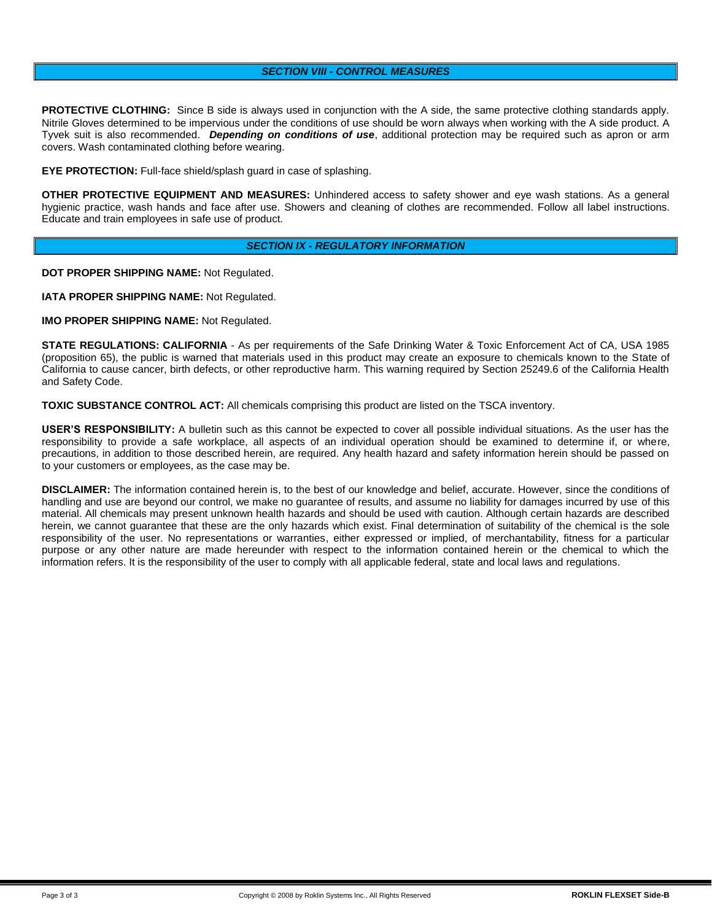## *SECTION VIII - CONTROL MEASURES*

**PROTECTIVE CLOTHING:** Since B side is always used in conjunction with the A side, the same protective clothing standards apply. Nitrile Gloves determined to be impervious under the conditions of use should be worn always when working with the A side product. A Tyvek suit is also recommended. ***Depending on conditions of use***, additional protection may be required such as apron or arm covers. Wash contaminated clothing before wearing.

**EYE PROTECTION:** Full-face shield/splash guard in case of splashing.

**OTHER PROTECTIVE EQUIPMENT AND MEASURES:** Unhindered access to safety shower and eye wash stations. As a general hygienic practice, wash hands and face after use. Showers and cleaning of clothes are recommended. Follow all label instructions. Educate and train employees in safe use of product.

## *SECTION IX - REGULATORY INFORMATION*

**DOT PROPER SHIPPING NAME:** Not Regulated.

**IATA PROPER SHIPPING NAME:** Not Regulated.

**IMO PROPER SHIPPING NAME:** Not Regulated.

**STATE REGULATIONS: CALIFORNIA** - As per requirements of the Safe Drinking Water & Toxic Enforcement Act of CA, USA 1985 (proposition 65), the public is warned that materials used in this product may create an exposure to chemicals known to the State of California to cause cancer, birth defects, or other reproductive harm. This warning required by Section 25249.6 of the California Health and Safety Code.

**TOXIC SUBSTANCE CONTROL ACT:** All chemicals comprising this product are listed on the TSCA inventory.

**USER'S RESPONSIBILITY:** A bulletin such as this cannot be expected to cover all possible individual situations. As the user has the responsibility to provide a safe workplace, all aspects of an individual operation should be examined to determine if, or where, precautions, in addition to those described herein, are required. Any health hazard and safety information herein should be passed on to your customers or employees, as the case may be.

**DISCLAIMER:** The information contained herein is, to the best of our knowledge and belief, accurate. However, since the conditions of handling and use are beyond our control, we make no guarantee of results, and assume no liability for damages incurred by use of this material. All chemicals may present unknown health hazards and should be used with caution. Although certain hazards are described herein, we cannot guarantee that these are the only hazards which exist. Final determination of suitability of the chemical is the sole responsibility of the user. No representations or warranties, either expressed or implied, of merchantability, fitness for a particular purpose or any other nature are made hereunder with respect to the information contained herein or the chemical to which the information refers. It is the responsibility of the user to comply with all applicable federal, state and local laws and regulations.